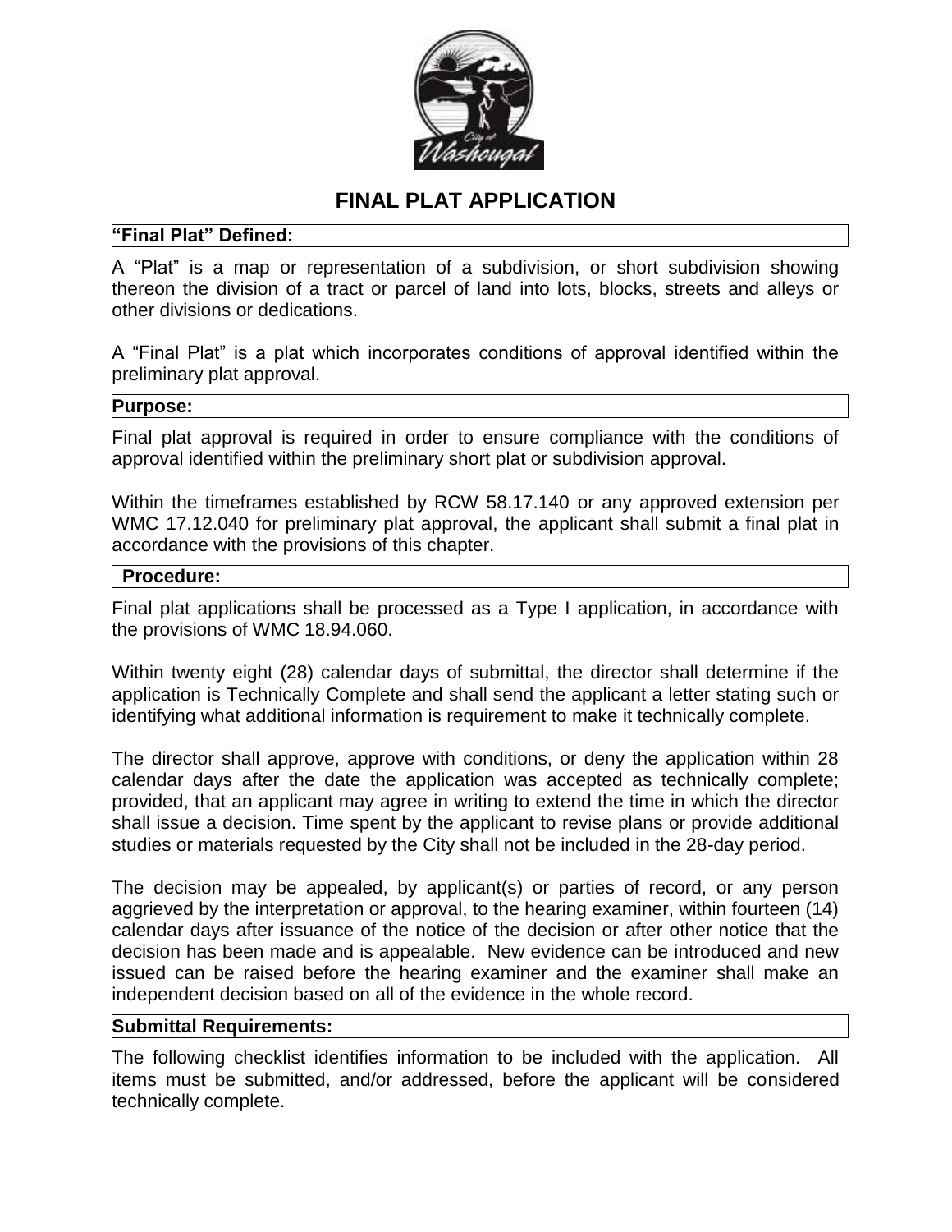# FINAL PLAT APPLICATION

## "Final Plat" Defined:

A "Plat" is a map or representation of a subdivision, or short subdivision showing thereon the division of a tract or parcel of land into lots, blocks, streets and alleys or other divisions or dedications.

A "Final Plat" is a plat which incorporates conditions of approval identified within the preliminary plat approval.

## Purpose:

Final plat approval is required in order to ensure compliance with the conditions of approval identified within the preliminary short plat or subdivision approval.

Within the timeframes established by RCW 58.17.140 or any approved extension per WMC 17.12.040 for preliminary plat approval, the applicant shall submit a final plat in accordance with the provisions of this chapter.

## Procedure:

Final plat applications shall be processed as a Type I application, in accordance with the provisions of WMC 18.94.060.

Within twenty eight (28) calendar days of submittal, the director shall determine if the application is Technically Complete and shall send the applicant a letter stating such or identifying what additional information is requirement to make it technically complete.

The director shall approve, approve with conditions, or deny the application within 28 calendar days after the date the application was accepted as technically complete; provided, that an applicant may agree in writing to extend the time in which the director shall issue a decision. Time spent by the applicant to revise plans or provide additional studies or materials requested by the City shall not be included in the 28-day period.

The decision may be appealed, by applicant(s) or parties of record, or any person aggrieved by the interpretation or approval, to the hearing examiner, within fourteen (14) calendar days after issuance of the notice of the decision or after other notice that the decision has been made and is appealable. New evidence can be introduced and new issued can be raised before the hearing examiner and the examiner shall make an independent decision based on all of the evidence in the whole record.

## Submittal Requirements:

The following checklist identifies information to be included with the application. All items must be submitted, and/or addressed, before the applicant will be considered technically complete.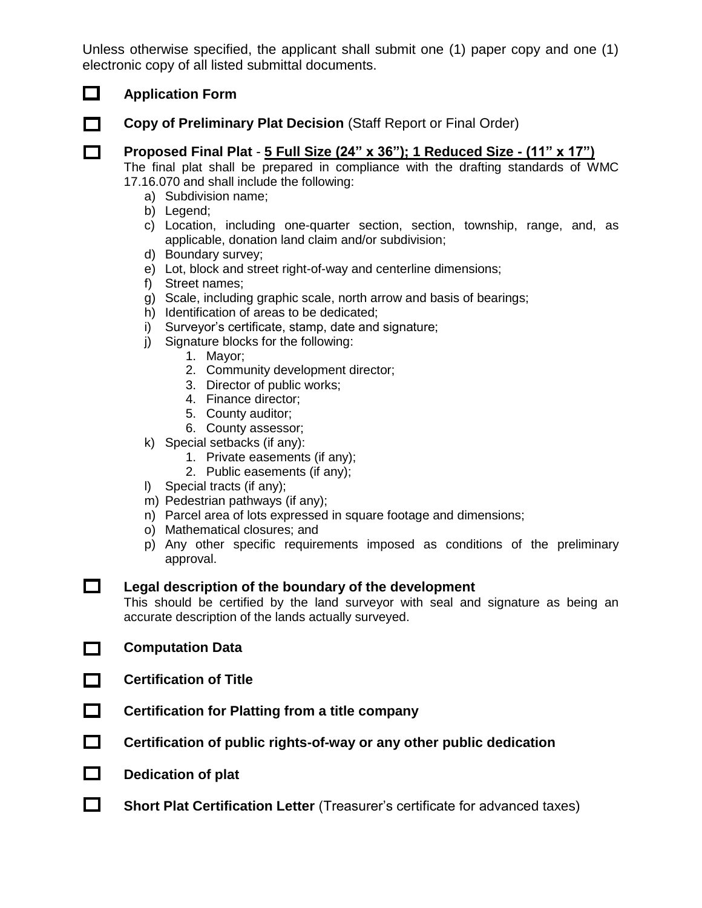Unless otherwise specified, the applicant shall submit one (1) paper copy and one (1) electronic copy of all listed submittal documents.

- [ ] **Application Form**

- [ ] **Copy of Preliminary Plat Decision** (Staff Report or Final Order)

- [ ] **Proposed Final Plat** - **5 Full Size (24" x 36"); 1 Reduced Size - (11" x 17")**

  The final plat shall be prepared in compliance with the drafting standards of WMC 17.16.070 and shall include the following:

  a) Subdivision name;
  b) Legend;
  c) Location, including one-quarter section, section, township, range, and, as applicable, donation land claim and/or subdivision;
  d) Boundary survey;
  e) Lot, block and street right-of-way and centerline dimensions;
  f) Street names;
  g) Scale, including graphic scale, north arrow and basis of bearings;
  h) Identification of areas to be dedicated;
  i) Surveyor's certificate, stamp, date and signature;
  j) Signature blocks for the following:
     1. Mayor;
     2. Community development director;
     3. Director of public works;
     4. Finance director;
     5. County auditor;
     6. County assessor;
  k) Special setbacks (if any):
     1. Private easements (if any);
     2. Public easements (if any);
  l) Special tracts (if any);
  m) Pedestrian pathways (if any);
  n) Parcel area of lots expressed in square footage and dimensions;
  o) Mathematical closures; and
  p) Any other specific requirements imposed as conditions of the preliminary approval.

- [ ] **Legal description of the boundary of the development**

  This should be certified by the land surveyor with seal and signature as being an accurate description of the lands actually surveyed.

- [ ] **Computation Data**

- [ ] **Certification of Title**

- [ ] **Certification for Platting from a title company**

- [ ] **Certification of public rights-of-way or any other public dedication**

- [ ] **Dedication of plat**

- [ ] **Short Plat Certification Letter** (Treasurer's certificate for advanced taxes)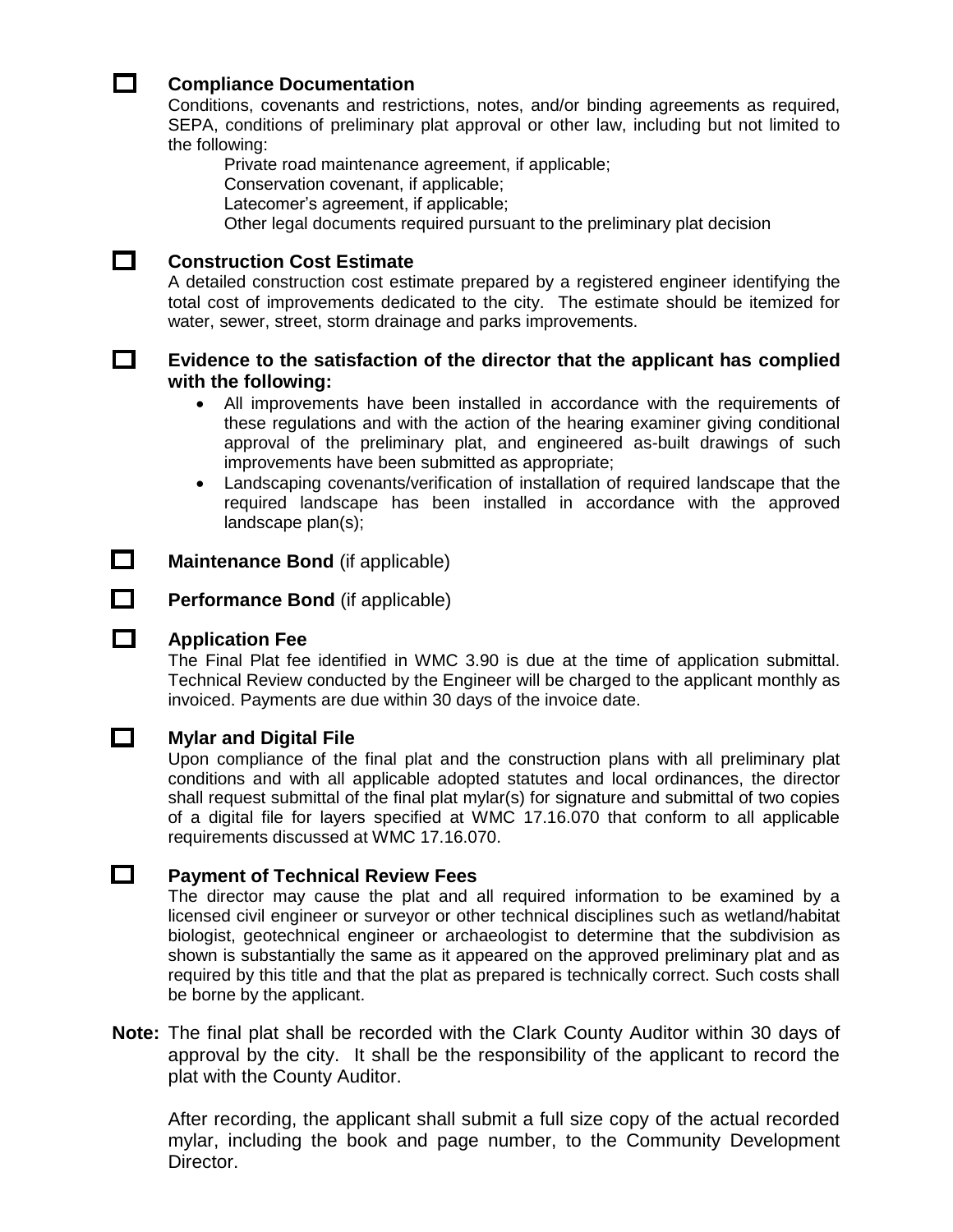☐ **Compliance Documentation**

Conditions, covenants and restrictions, notes, and/or binding agreements as required, SEPA, conditions of preliminary plat approval or other law, including but not limited to the following:

Private road maintenance agreement, if applicable;
Conservation covenant, if applicable;
Latecomer's agreement, if applicable;
Other legal documents required pursuant to the preliminary plat decision

☐ **Construction Cost Estimate**

A detailed construction cost estimate prepared by a registered engineer identifying the total cost of improvements dedicated to the city. The estimate should be itemized for water, sewer, street, storm drainage and parks improvements.

☐ **Evidence to the satisfaction of the director that the applicant has complied with the following:**

- All improvements have been installed in accordance with the requirements of these regulations and with the action of the hearing examiner giving conditional approval of the preliminary plat, and engineered as-built drawings of such improvements have been submitted as appropriate;
- Landscaping covenants/verification of installation of required landscape that the required landscape has been installed in accordance with the approved landscape plan(s);

☐ **Maintenance Bond** (if applicable)

☐ **Performance Bond** (if applicable)

☐ **Application Fee**

The Final Plat fee identified in WMC 3.90 is due at the time of application submittal. Technical Review conducted by the Engineer will be charged to the applicant monthly as invoiced. Payments are due within 30 days of the invoice date.

☐ **Mylar and Digital File**

Upon compliance of the final plat and the construction plans with all preliminary plat conditions and with all applicable adopted statutes and local ordinances, the director shall request submittal of the final plat mylar(s) for signature and submittal of two copies of a digital file for layers specified at WMC 17.16.070 that conform to all applicable requirements discussed at WMC 17.16.070.

☐ **Payment of Technical Review Fees**

The director may cause the plat and all required information to be examined by a licensed civil engineer or surveyor or other technical disciplines such as wetland/habitat biologist, geotechnical engineer or archaeologist to determine that the subdivision as shown is substantially the same as it appeared on the approved preliminary plat and as required by this title and that the plat as prepared is technically correct. Such costs shall be borne by the applicant.

**Note:** The final plat shall be recorded with the Clark County Auditor within 30 days of approval by the city. It shall be the responsibility of the applicant to record the plat with the County Auditor.

After recording, the applicant shall submit a full size copy of the actual recorded mylar, including the book and page number, to the Community Development Director.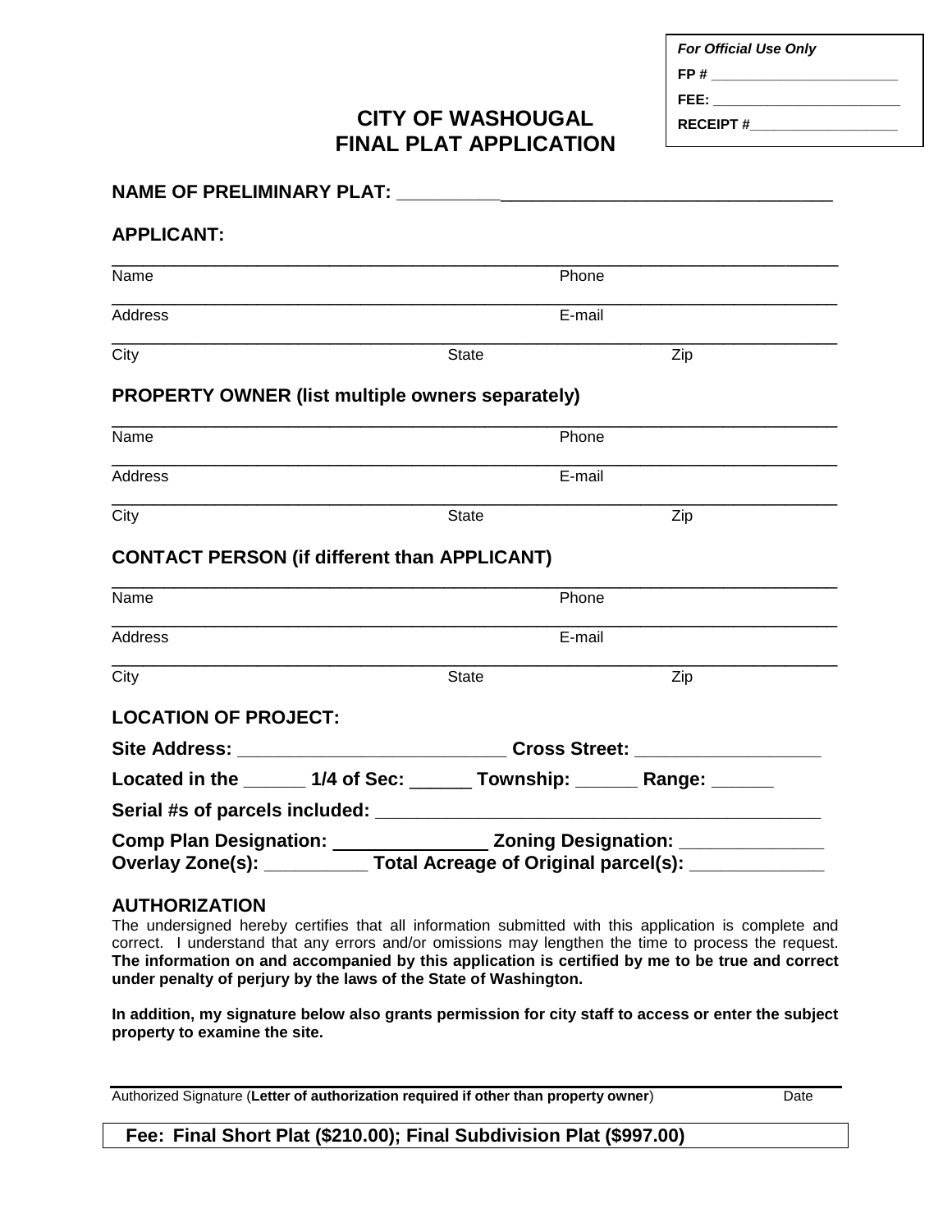| For Official Use Only |
| --- |
| FP # ______________________ |
| FEE: ______________________ |
| RECEIPT #__________________ |

# CITY OF WASHOUGAL
# FINAL PLAT APPLICATION

**NAME OF PRELIMINARY PLAT:** ______________________________________________

## APPLICANT:

________________________________________________________________________
Name Phone

________________________________________________________________________
Address E-mail

________________________________________________________________________
City State Zip

## PROPERTY OWNER (list multiple owners separately)

________________________________________________________________________
Name Phone

________________________________________________________________________
Address E-mail

________________________________________________________________________
City State Zip

## CONTACT PERSON (if different than APPLICANT)

________________________________________________________________________
Name Phone

________________________________________________________________________
Address E-mail

________________________________________________________________________
City State Zip

## LOCATION OF PROJECT:

**Site Address:** __________________________ **Cross Street:** __________________

**Located in the** ______ **1/4 of Sec:** ______ **Township:** ______ **Range:** ______

**Serial #s of parcels included:** ____________________________________________

**Comp Plan Designation:** _______________ **Zoning Designation:** ______________
**Overlay Zone(s):** __________ **Total Acreage of Original parcel(s):** _____________

## AUTHORIZATION

The undersigned hereby certifies that all information submitted with this application is complete and correct. I understand that any errors and/or omissions may lengthen the time to process the request. **The information on and accompanied by this application is certified by me to be true and correct under penalty of perjury by the laws of the State of Washington.**

**In addition, my signature below also grants permission for city staff to access or enter the subject property to examine the site.**

________________________________________________________________________
Authorized Signature (**Letter of authorization required if other than property owner**) Date

**Fee: Final Short Plat ($210.00); Final Subdivision Plat ($997.00)**